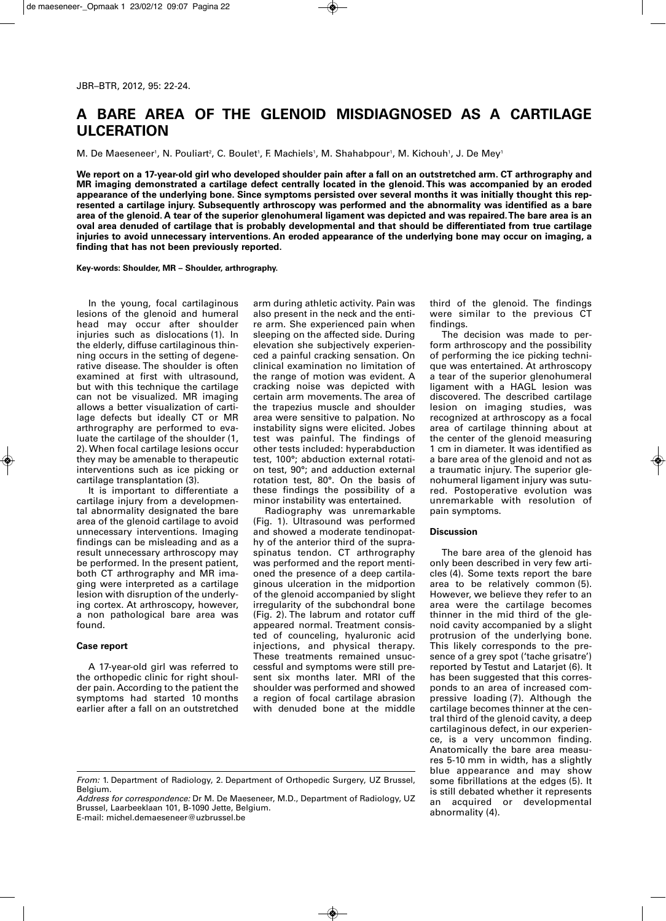# A BARE AREA OF THE GLENOID MISDIAGNOSED AS A CARTILAGE ULCERATION

M. De Maeseneer[1], N. Pouliart[2], C. Boulet[1], F. Machiels[1], M. Shahabpour[1], M. Kichouh[1], J. De Mey[1]

**We report on a 17-year-old girl who developed shoulder pain after a fall on an outstretched arm. CT arthrography and MR imaging demonstrated a cartilage defect centrally located in the glenoid. This was accompanied by an eroded appearance of the underlying bone. Since symptoms persisted over several months it was initially thought this represented a cartilage injury. Subsequently arthroscopy was performed and the abnormality was identified as a bare area of the glenoid. A tear of the superior glenohumeral ligament was depicted and was repaired. The bare area is an oval area denuded of cartilage that is probably developmental and that should be differentiated from true cartilage injuries to avoid unnecessary interventions. An eroded appearance of the underlying bone may occur on imaging, a finding that has not been previously reported.**

**Key-words: Shoulder, MR – Shoulder, arthrography.**

In the young, focal cartilaginous lesions of the glenoid and humeral head may occur after shoulder injuries such as dislocations (1). In the elderly, diffuse cartilaginous thinning occurs in the setting of degenerative disease. The shoulder is often examined at first with ultrasound, but with this technique the cartilage can not be visualized. MR imaging allows a better visualization of cartilage defects but ideally CT or MR arthrography are performed to evaluate the cartilage of the shoulder (1, 2). When focal cartilage lesions occur they may be amenable to therapeutic interventions such as ice picking or cartilage transplantation (3).

It is important to differentiate a cartilage injury from a developmental abnormality designated the bare area of the glenoid cartilage to avoid unnecessary interventions. Imaging findings can be misleading and as a result unnecessary arthroscopy may be performed. In the present patient, both CT arthrography and MR imaging were interpreted as a cartilage lesion with disruption of the underlying cortex. At arthroscopy, however, a non pathological bare area was found.

## Case report

A 17-year-old girl was referred to the orthopedic clinic for right shoulder pain. According to the patient the symptoms had started 10 months earlier after a fall on an outstretched arm during athletic activity. Pain was also present in the neck and the entire arm. She experienced pain when sleeping on the affected side. During elevation she subjectively experienced a painful cracking sensation. On clinical examination no limitation of the range of motion was evident. A cracking noise was depicted with certain arm movements. The area of the trapezius muscle and shoulder area were sensitive to palpation. No instability signs were elicited. Jobes test was painful. The findings of other tests included: hyperabduction test, 100°; abduction external rotation test, 90°; and adduction external rotation test, 80°. On the basis of these findings the possibility of a minor instability was entertained.

Radiography was unremarkable (Fig. 1). Ultrasound was performed and showed a moderate tendinopathy of the anterior third of the supraspinatus tendon. CT arthrography was performed and the report mentioned the presence of a deep cartilaginous ulceration in the midportion of the glenoid accompanied by slight irregularity of the subchondral bone (Fig. 2). The labrum and rotator cuff appeared normal. Treatment consisted of counceling, hyaluronic acid injections, and physical therapy. These treatments remained unsuccessful and symptoms were still present six months later. MRI of the shoulder was performed and showed a region of focal cartilage abrasion with denuded bone at the middle third of the glenoid. The findings were similar to the previous CT findings.

The decision was made to perform arthroscopy and the possibility of performing the ice picking technique was entertained. At arthroscopy a tear of the superior glenohumeral ligament with a HAGL lesion was discovered. The described cartilage lesion on imaging studies, was recognized at arthroscopy as a focal area of cartilage thinning about at the center of the glenoid measuring 1 cm in diameter. It was identified as a bare area of the glenoid and not as a traumatic injury. The superior glenohumeral ligament injury was sutured. Postoperative evolution was unremarkable with resolution of pain symptoms.

## Discussion

The bare area of the glenoid has only been described in very few articles (4). Some texts report the bare area to be relatively common (5). However, we believe they refer to an area were the cartilage becomes thinner in the mid third of the glenoid cavity accompanied by a slight protrusion of the underlying bone. This likely corresponds to the presence of a grey spot ('tache grisatre') reported by Testut and Latarjet (6). It has been suggested that this corresponds to an area of increased compressive loading (7). Although the cartilage becomes thinner at the central third of the glenoid cavity, a deep cartilaginous defect, in our experience, is a very uncommon finding. Anatomically the bare area measures 5-10 mm in width, has a slightly blue appearance and may show some fibrillations at the edges (5). It is still debated whether it represents an acquired or developmental abnormality (4).

---

*From:* 1. Department of Radiology, 2. Department of Orthopedic Surgery, UZ Brussel, Belgium.

*Address for correspondence:* Dr M. De Maeseneer, M.D., Department of Radiology, UZ Brussel, Laarbeeklaan 101, B-1090 Jette, Belgium.

E-mail: michel.demaeseneer@uzbrussel.be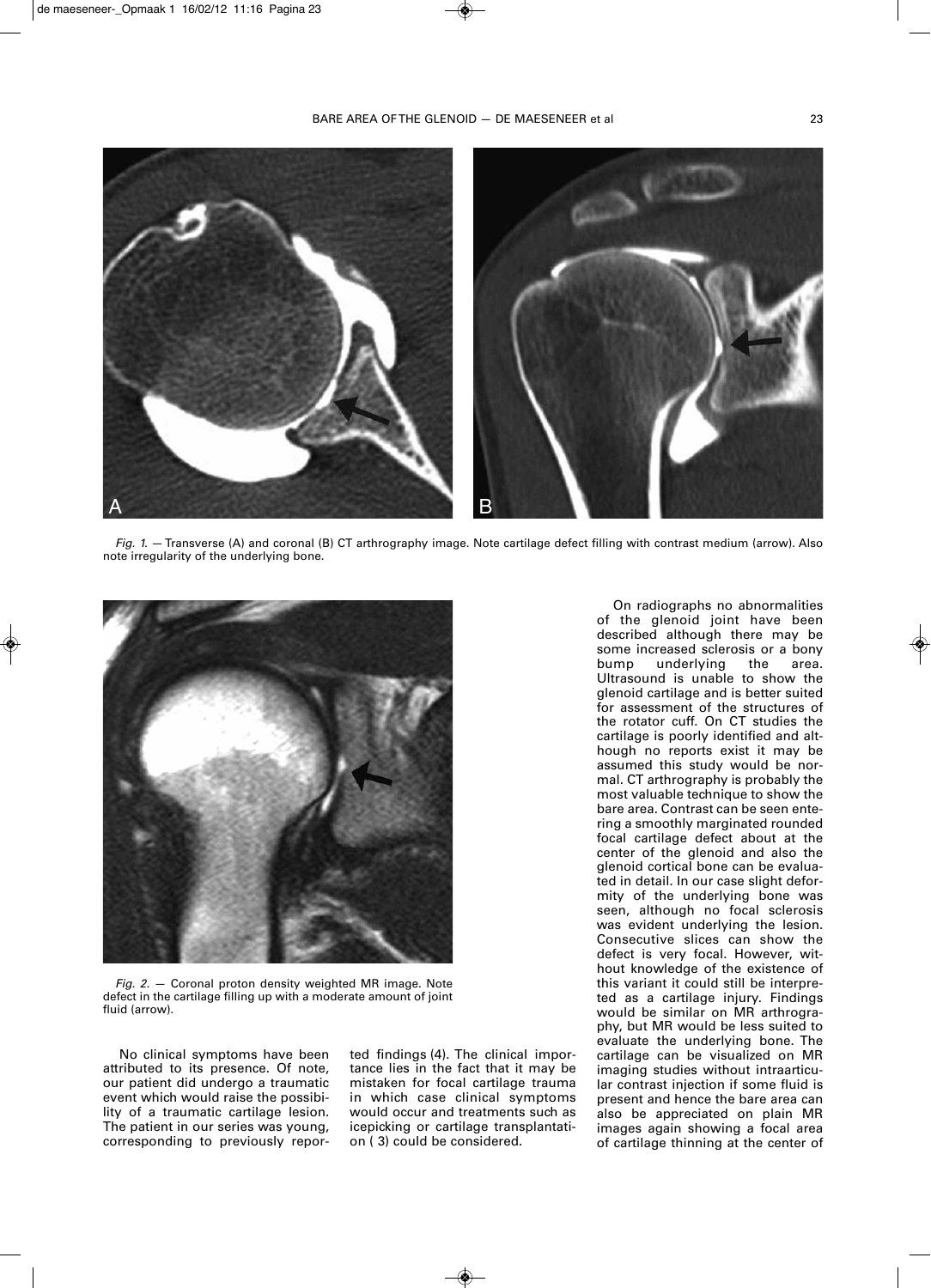*Fig. 1.* — Transverse (A) and coronal (B) CT arthrography image. Note cartilage defect filling with contrast medium (arrow). Also note irregularity of the underlying bone.

*Fig. 2.* — Coronal proton density weighted MR image. Note defect in the cartilage filling up with a moderate amount of joint fluid (arrow).

No clinical symptoms have been attributed to its presence. Of note, our patient did undergo a traumatic event which would raise the possibility of a traumatic cartilage lesion. The patient in our series was young, corresponding to previously reported findings (4). The clinical importance lies in the fact that it may be mistaken for focal cartilage trauma in which case clinical symptoms would occur and treatments such as icepicking or cartilage transplantation ( 3) could be considered.

On radiographs no abnormalities of the glenoid joint have been described although there may be some increased sclerosis or a bony bump underlying the area. Ultrasound is unable to show the glenoid cartilage and is better suited for assessment of the structures of the rotator cuff. On CT studies the cartilage is poorly identified and although no reports exist it may be assumed this study would be normal. CT arthrography is probably the most valuable technique to show the bare area. Contrast can be seen entering a smoothly marginated rounded focal cartilage defect about at the center of the glenoid and also the glenoid cortical bone can be evaluated in detail. In our case slight deformity of the underlying bone was seen, although no focal sclerosis was evident underlying the lesion. Consecutive slices can show the defect is very focal. However, without knowledge of the existence of this variant it could still be interpreted as a cartilage injury. Findings would be similar on MR arthrography, but MR would be less suited to evaluate the underlying bone. The cartilage can be visualized on MR imaging studies without intraarticular contrast injection if some fluid is present and hence the bare area can also be appreciated on plain MR images again showing a focal area of cartilage thinning at the center of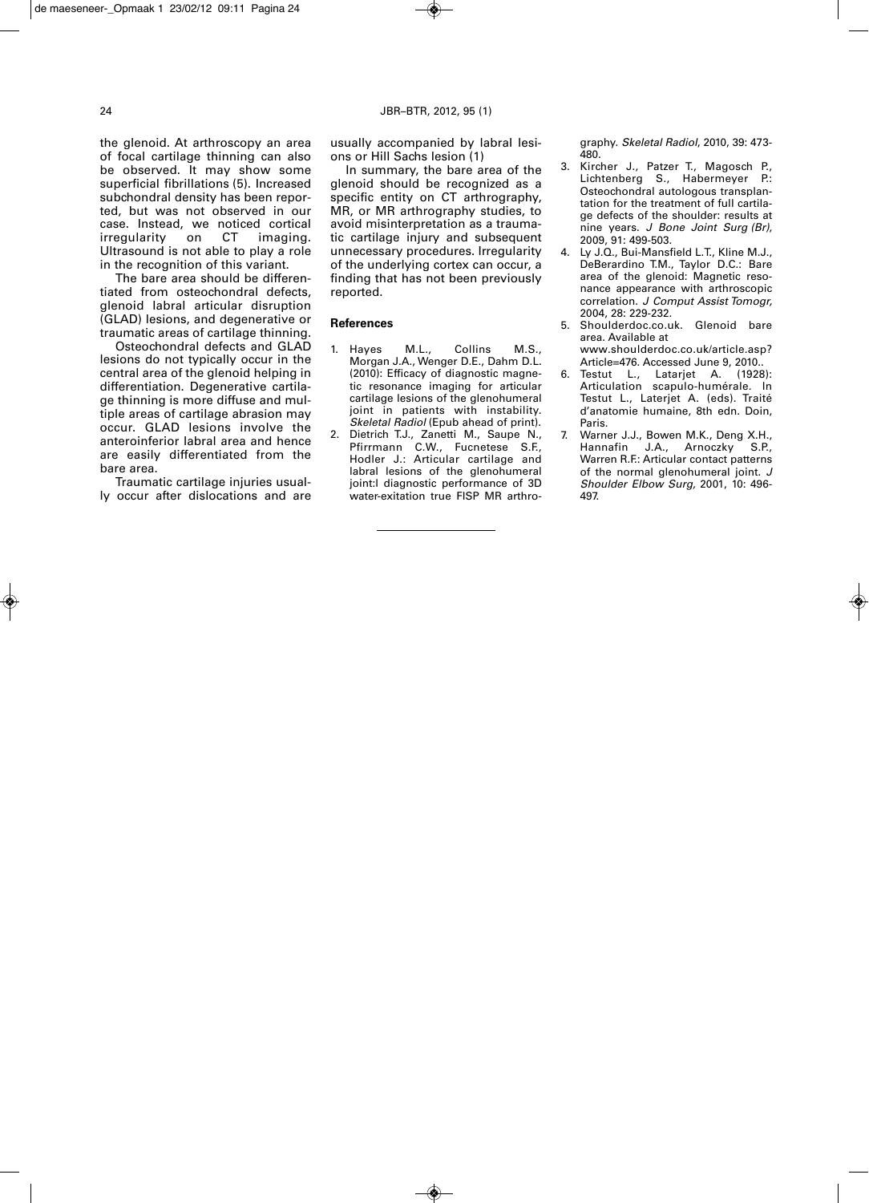the glenoid. At arthroscopy an area of focal cartilage thinning can also be observed. It may show some superficial fibrillations (5). Increased subchondral density has been reported, but was not observed in our case. Instead, we noticed cortical irregularity on CT imaging. Ultrasound is not able to play a role in the recognition of this variant.

The bare area should be differentiated from osteochondral defects, glenoid labral articular disruption (GLAD) lesions, and degenerative or traumatic areas of cartilage thinning.

Osteochondral defects and GLAD lesions do not typically occur in the central area of the glenoid helping in differentiation. Degenerative cartilage thinning is more diffuse and multiple areas of cartilage abrasion may occur. GLAD lesions involve the anteroinferior labral area and hence are easily differentiated from the bare area.

Traumatic cartilage injuries usually occur after dislocations and are usually accompanied by labral lesions or Hill Sachs lesion (1)

In summary, the bare area of the glenoid should be recognized as a specific entity on CT arthrography, MR, or MR arthrography studies, to avoid misinterpretation as a traumatic cartilage injury and subsequent unnecessary procedures. Irregularity of the underlying cortex can occur, a finding that has not been previously reported.

## References

1. Hayes M.L., Collins M.S., Morgan J.A., Wenger D.E., Dahm D.L. (2010): Efficacy of diagnostic magnetic resonance imaging for articular cartilage lesions of the glenohumeral joint in patients with instability. *Skeletal Radiol* (Epub ahead of print).
2. Dietrich T.J., Zanetti M., Saupe N., Pfirrmann C.W., Fucnetese S.F., Hodler J.: Articular cartilage and labral lesions of the glenohumeral joint:l diagnostic performance of 3D water-exitation true FISP MR arthrography. *Skeletal Radiol*, 2010, 39: 473-480.
3. Kircher J., Patzer T., Magosch P., Lichtenberg S., Habermeyer P.: Osteochondral autologous transplantation for the treatment of full cartilage defects of the shoulder: results at nine years. *J Bone Joint Surg (Br)*, 2009, 91: 499-503.
4. Ly J.Q., Bui-Mansfield L.T., Kline M.J., DeBerardino T.M., Taylor D.C.: Bare area of the glenoid: Magnetic resonance appearance with arthroscopic correlation. *J Comput Assist Tomogr*, 2004, 28: 229-232.
5. Shoulderdoc.co.uk. Glenoid bare area. Available at www.shoulderdoc.co.uk/article.asp?Article=476. Accessed June 9, 2010..
6. Testut L., Latarjet A. (1928): Articulation scapulo-humérale. In Testut L., Laterjet A. (eds). Traité d'anatomie humaine, 8th edn. Doin, Paris.
7. Warner J.J., Bowen M.K., Deng X.H., Hannafin J.A., Arnoczky S.P., Warren R.F.: Articular contact patterns of the normal glenohumeral joint. *J Shoulder Elbow Surg*, 2001, 10: 496-497.